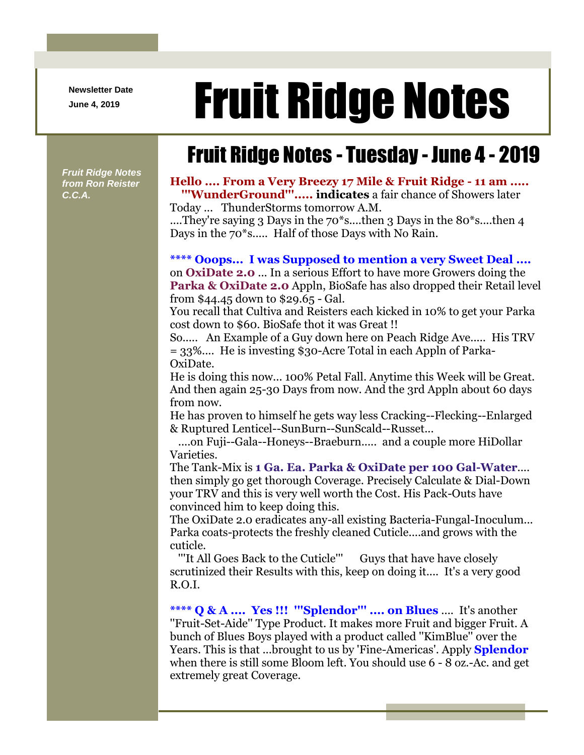Newsletter Date

June 4, 2019

# Fruit Ridge Notes

*Fruit Ridge Notes from Ron Reister C.C.A.*

## Fruit Ridge Notes - Tuesday - June 4 - 2019

**Hello .... From a Very Breezy 17 Mile & Fruit Ridge - 11 am .....**
**'''WunderGround'''..... indicates** a fair chance of Showers later Today ... ThunderStorms tomorrow A.M.
....They're saying 3 Days in the 70*s....then 3 Days in the 80*s....then 4 Days in the 70*s..... Half of those Days with No Rain.

**\*\*\*\* Ooops... I was Supposed to mention a very Sweet Deal ....** on **OxiDate 2.0** ... In a serious Effort to have more Growers doing the **Parka & OxiDate 2.0** Appln, BioSafe has also dropped their Retail level from $44.45 down to $29.65 - Gal.
You recall that Cultiva and Reisters each kicked in 10% to get your Parka cost down to $60. BioSafe thot it was Great !!
So..... An Example of a Guy down here on Peach Ridge Ave..... His TRV = 33%.... He is investing $30-Acre Total in each Appln of Parka-OxiDate.
He is doing this now... 100% Petal Fall. Anytime this Week will be Great. And then again 25-30 Days from now. And the 3rd Appln about 60 days from now.
He has proven to himself he gets way less Cracking--Flecking--Enlarged & Ruptured Lenticel--SunBurn--SunScald--Russet...
....on Fuji--Gala--Honeys--Braeburn..... and a couple more HiDollar Varieties.
The Tank-Mix is **1 Ga. Ea. Parka & OxiDate per 100 Gal-Water**.... then simply go get thorough Coverage. Precisely Calculate & Dial-Down your TRV and this is very well worth the Cost. His Pack-Outs have convinced him to keep doing this.
The OxiDate 2.0 eradicates any-all existing Bacteria-Fungal-Inoculum... Parka coats-protects the freshly cleaned Cuticle....and grows with the cuticle.
'''It All Goes Back to the Cuticle''' Guys that have have closely scrutinized their Results with this, keep on doing it.... It's a very good R.O.I.

**\*\*\*\* Q & A .... Yes !!! '''Splendor''' .... on Blues** .... It's another "Fruit-Set-Aide" Type Product. It makes more Fruit and bigger Fruit. A bunch of Blues Boys played with a product called "KimBlue" over the Years. This is that ...brought to us by 'Fine-Americas'. Apply **Splendor** when there is still some Bloom left. You should use 6 - 8 oz.-Ac. and get extremely great Coverage.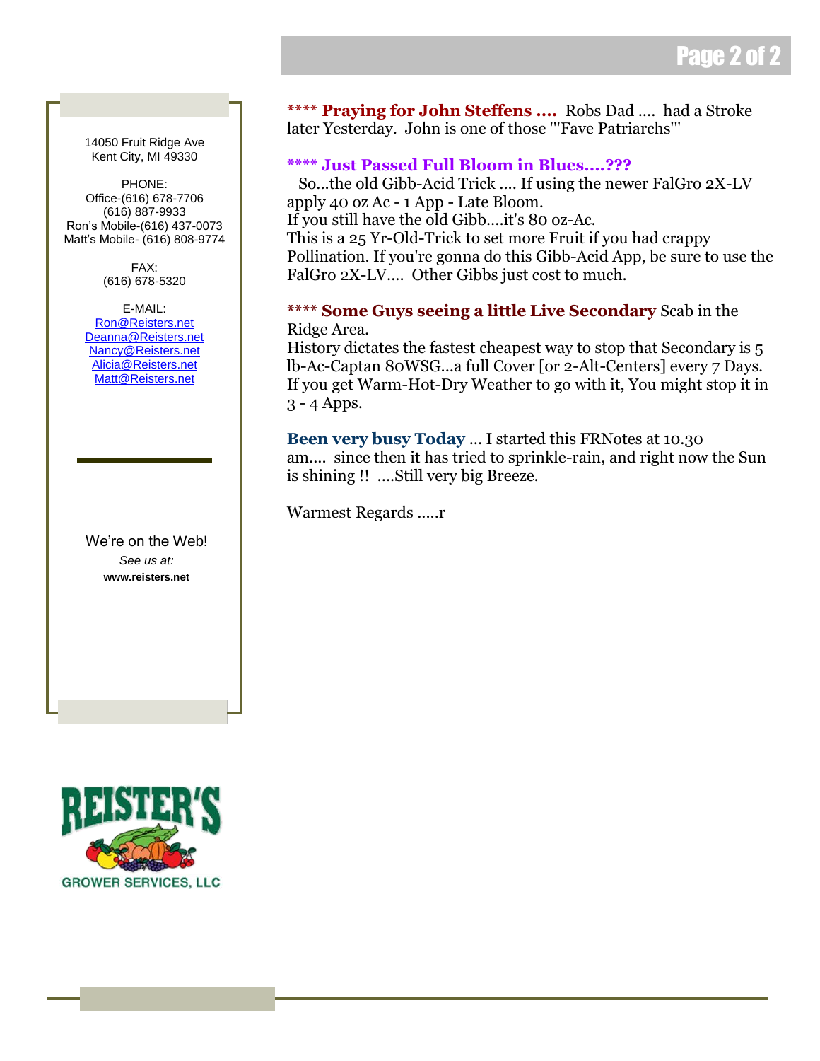14050 Fruit Ridge Ave
Kent City, MI 49330

PHONE:
Office-(616) 678-7706
(616) 887-9933
Ron's Mobile-(616) 437-0073
Matt's Mobile- (616) 808-9774

FAX:
(616) 678-5320

E-MAIL:
Ron@Reisters.net
Deanna@Reisters.net
Nancy@Reisters.net
Alicia@Reisters.net
Matt@Reisters.net

We're on the Web!
*See us at:*
**www.reisters.net**

REISTER'S
GROWER SERVICES, LLC

**\*\*\*\* Praying for John Steffens ....** Robs Dad .... had a Stroke later Yesterday. John is one of those "'Fave Patriarchs'"

**\*\*\*\* Just Passed Full Bloom in Blues....???**
So...the old Gibb-Acid Trick .... If using the newer FalGro 2X-LV apply 40 oz Ac - 1 App - Late Bloom.
If you still have the old Gibb....it's 80 oz-Ac.
This is a 25 Yr-Old-Trick to set more Fruit if you had crappy Pollination. If you're gonna do this Gibb-Acid App, be sure to use the FalGro 2X-LV.... Other Gibbs just cost to much.

**\*\*\*\* Some Guys seeing a little Live Secondary** Scab in the Ridge Area.
History dictates the fastest cheapest way to stop that Secondary is 5 lb-Ac-Captan 80WSG...a full Cover [or 2-Alt-Centers] every 7 Days. If you get Warm-Hot-Dry Weather to go with it, You might stop it in 3 - 4 Apps.

**Been very busy Today** ... I started this FRNotes at 10.30 am.... since then it has tried to sprinkle-rain, and right now the Sun is shining !! ....Still very big Breeze.

Warmest Regards .....r